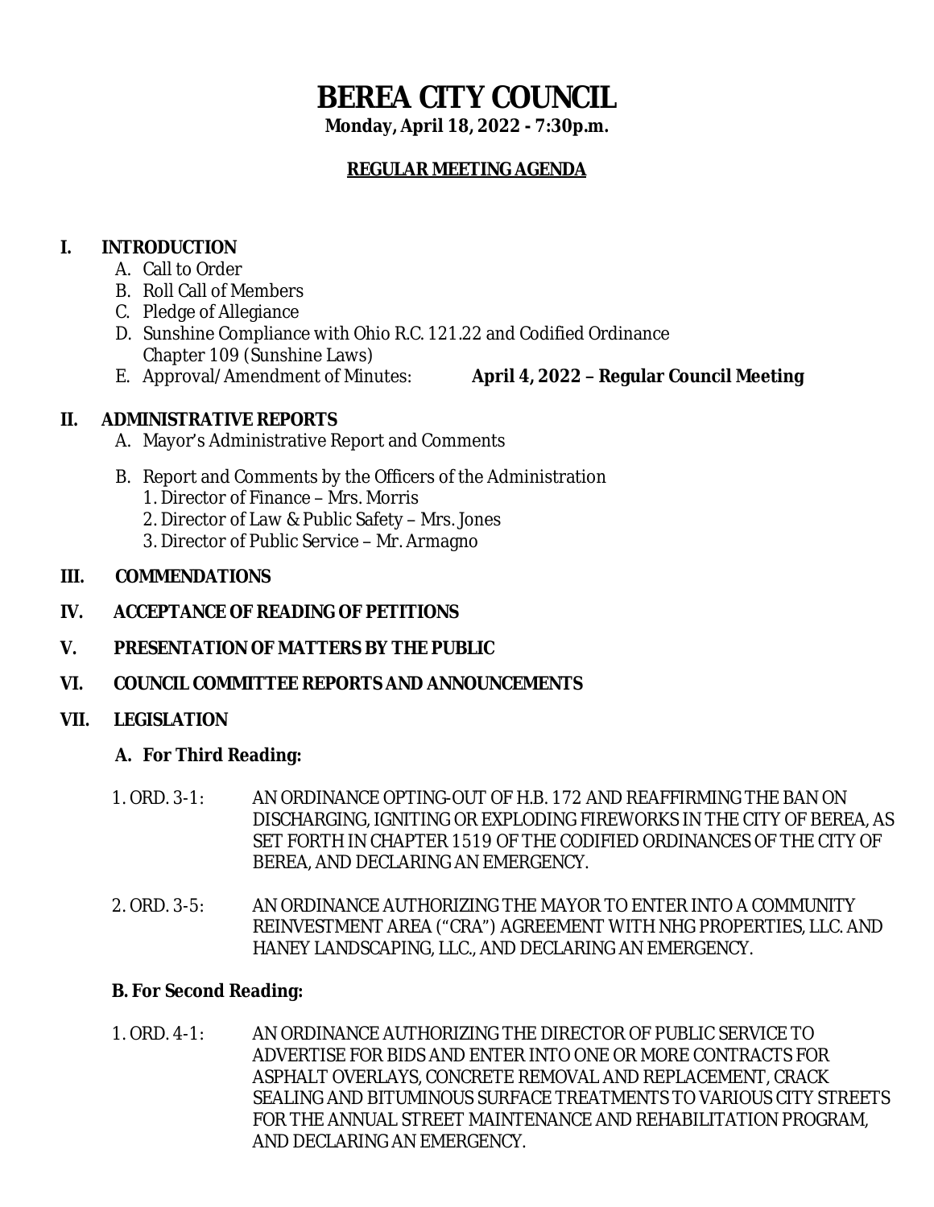# BEREA CITY COUNCIL

**Monday, April 18, 2022 - 7:30p.m.**

## REGULAR MEETING AGENDA

**I. INTRODUCTION**

A. Call to Order
B. Roll Call of Members
C. Pledge of Allegiance
D. Sunshine Compliance with Ohio R.C. 121.22 and Codified Ordinance Chapter 109 (Sunshine Laws)
E. Approval/Amendment of Minutes: **April 4, 2022 – Regular Council Meeting**

**II. ADMINISTRATIVE REPORTS**

A. Mayor's Administrative Report and Comments

B. Report and Comments by the Officers of the Administration
1. Director of Finance – Mrs. Morris
2. Director of Law & Public Safety – Mrs. Jones
3. Director of Public Service – Mr. Armagno

**III. COMMENDATIONS**

**IV. ACCEPTANCE OF READING OF PETITIONS**

**V. PRESENTATION OF MATTERS BY THE PUBLIC**

**VI. COUNCIL COMMITTEE REPORTS AND ANNOUNCEMENTS**

**VII. LEGISLATION**

**A. For Third Reading:**

1. ORD. 3-1: AN ORDINANCE OPTING-OUT OF H.B. 172 AND REAFFIRMING THE BAN ON DISCHARGING, IGNITING OR EXPLODING FIREWORKS IN THE CITY OF BEREA, AS SET FORTH IN CHAPTER 1519 OF THE CODIFIED ORDINANCES OF THE CITY OF BEREA, AND DECLARING AN EMERGENCY.

2. ORD. 3-5: AN ORDINANCE AUTHORIZING THE MAYOR TO ENTER INTO A COMMUNITY REINVESTMENT AREA ("CRA") AGREEMENT WITH NHG PROPERTIES, LLC. AND HANEY LANDSCAPING, LLC., AND DECLARING AN EMERGENCY.

**B. For Second Reading:**

1. ORD. 4-1: AN ORDINANCE AUTHORIZING THE DIRECTOR OF PUBLIC SERVICE TO ADVERTISE FOR BIDS AND ENTER INTO ONE OR MORE CONTRACTS FOR ASPHALT OVERLAYS, CONCRETE REMOVAL AND REPLACEMENT, CRACK SEALING AND BITUMINOUS SURFACE TREATMENTS TO VARIOUS CITY STREETS FOR THE ANNUAL STREET MAINTENANCE AND REHABILITATION PROGRAM, AND DECLARING AN EMERGENCY.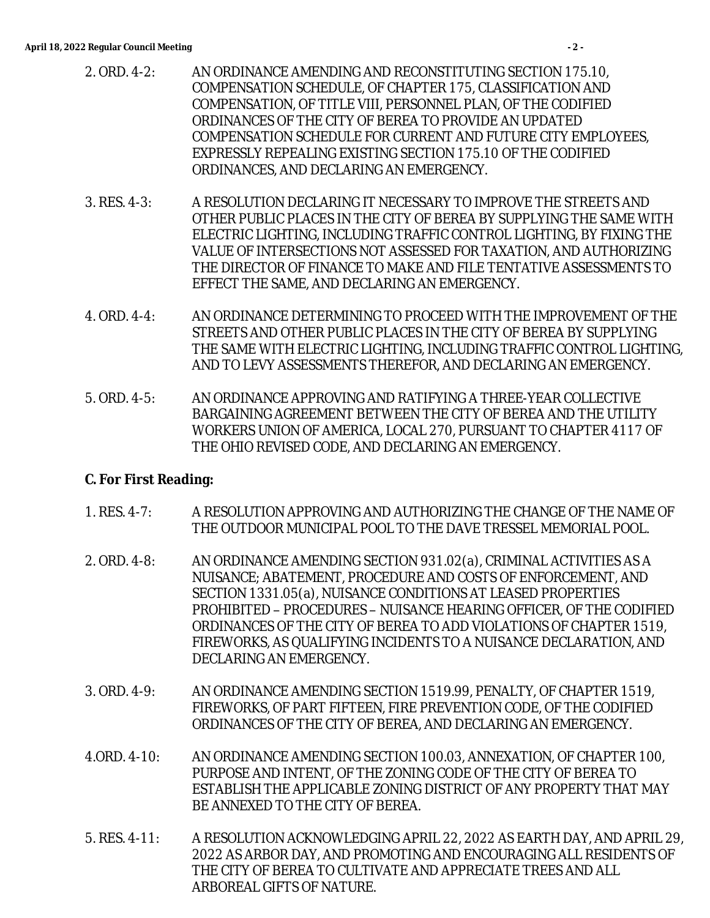2. ORD. 4-2: AN ORDINANCE AMENDING AND RECONSTITUTING SECTION 175.10, COMPENSATION SCHEDULE, OF CHAPTER 175, CLASSIFICATION AND COMPENSATION, OF TITLE VIII, PERSONNEL PLAN, OF THE CODIFIED ORDINANCES OF THE CITY OF BEREA TO PROVIDE AN UPDATED COMPENSATION SCHEDULE FOR CURRENT AND FUTURE CITY EMPLOYEES, EXPRESSLY REPEALING EXISTING SECTION 175.10 OF THE CODIFIED ORDINANCES, AND DECLARING AN EMERGENCY.

3. RES. 4-3: A RESOLUTION DECLARING IT NECESSARY TO IMPROVE THE STREETS AND OTHER PUBLIC PLACES IN THE CITY OF BEREA BY SUPPLYING THE SAME WITH ELECTRIC LIGHTING, INCLUDING TRAFFIC CONTROL LIGHTING, BY FIXING THE VALUE OF INTERSECTIONS NOT ASSESSED FOR TAXATION, AND AUTHORIZING THE DIRECTOR OF FINANCE TO MAKE AND FILE TENTATIVE ASSESSMENTS TO EFFECT THE SAME, AND DECLARING AN EMERGENCY.

4. ORD. 4-4: AN ORDINANCE DETERMINING TO PROCEED WITH THE IMPROVEMENT OF THE STREETS AND OTHER PUBLIC PLACES IN THE CITY OF BEREA BY SUPPLYING THE SAME WITH ELECTRIC LIGHTING, INCLUDING TRAFFIC CONTROL LIGHTING, AND TO LEVY ASSESSMENTS THEREFOR, AND DECLARING AN EMERGENCY.

5. ORD. 4-5: AN ORDINANCE APPROVING AND RATIFYING A THREE-YEAR COLLECTIVE BARGAINING AGREEMENT BETWEEN THE CITY OF BEREA AND THE UTILITY WORKERS UNION OF AMERICA, LOCAL 270, PURSUANT TO CHAPTER 4117 OF THE OHIO REVISED CODE, AND DECLARING AN EMERGENCY.

**C. For First Reading:**

1. RES. 4-7: A RESOLUTION APPROVING AND AUTHORIZING THE CHANGE OF THE NAME OF THE OUTDOOR MUNICIPAL POOL TO THE DAVE TRESSEL MEMORIAL POOL.

2. ORD. 4-8: AN ORDINANCE AMENDING SECTION 931.02(a), CRIMINAL ACTIVITIES AS A NUISANCE; ABATEMENT, PROCEDURE AND COSTS OF ENFORCEMENT, AND SECTION 1331.05(a), NUISANCE CONDITIONS AT LEASED PROPERTIES PROHIBITED – PROCEDURES – NUISANCE HEARING OFFICER, OF THE CODIFIED ORDINANCES OF THE CITY OF BEREA TO ADD VIOLATIONS OF CHAPTER 1519, FIREWORKS, AS QUALIFYING INCIDENTS TO A NUISANCE DECLARATION, AND DECLARING AN EMERGENCY.

3. ORD. 4-9: AN ORDINANCE AMENDING SECTION 1519.99, PENALTY, OF CHAPTER 1519, FIREWORKS, OF PART FIFTEEN, FIRE PREVENTION CODE, OF THE CODIFIED ORDINANCES OF THE CITY OF BEREA, AND DECLARING AN EMERGENCY.

4. ORD. 4-10: AN ORDINANCE AMENDING SECTION 100.03, ANNEXATION, OF CHAPTER 100, PURPOSE AND INTENT, OF THE ZONING CODE OF THE CITY OF BEREA TO ESTABLISH THE APPLICABLE ZONING DISTRICT OF ANY PROPERTY THAT MAY BE ANNEXED TO THE CITY OF BEREA.

5. RES. 4-11: A RESOLUTION ACKNOWLEDGING APRIL 22, 2022 AS EARTH DAY, AND APRIL 29, 2022 AS ARBOR DAY, AND PROMOTING AND ENCOURAGING ALL RESIDENTS OF THE CITY OF BEREA TO CULTIVATE AND APPRECIATE TREES AND ALL ARBOREAL GIFTS OF NATURE.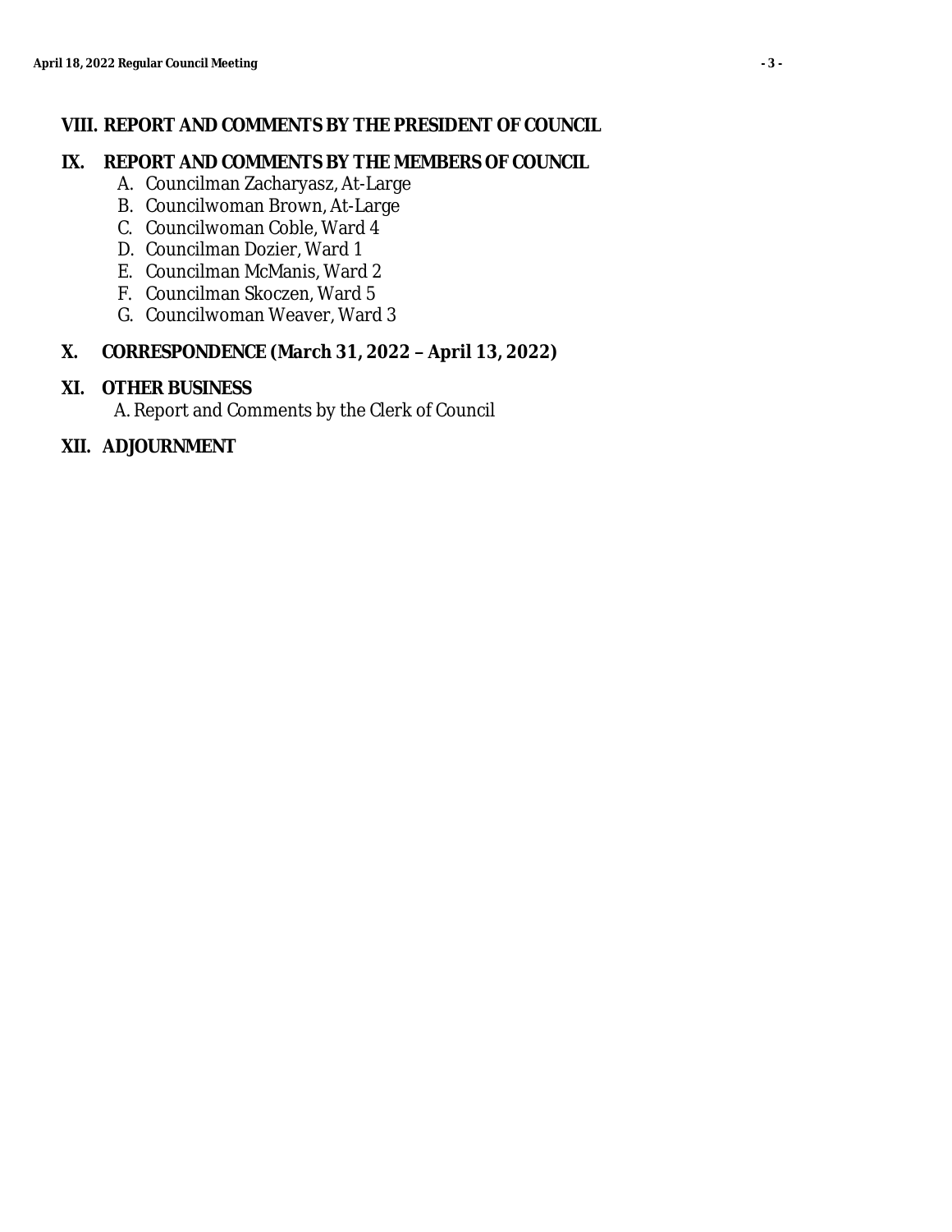## VIII. REPORT AND COMMENTS BY THE PRESIDENT OF COUNCIL

## IX. REPORT AND COMMENTS BY THE MEMBERS OF COUNCIL

A. Councilman Zacharyasz, At-Large
B. Councilwoman Brown, At-Large
C. Councilwoman Coble, Ward 4
D. Councilman Dozier, Ward 1
E. Councilman McManis, Ward 2
F. Councilman Skoczen, Ward 5
G. Councilwoman Weaver, Ward 3

## X. CORRESPONDENCE (March 31, 2022 – April 13, 2022)

## XI. OTHER BUSINESS

A. Report and Comments by the Clerk of Council

## XII. ADJOURNMENT